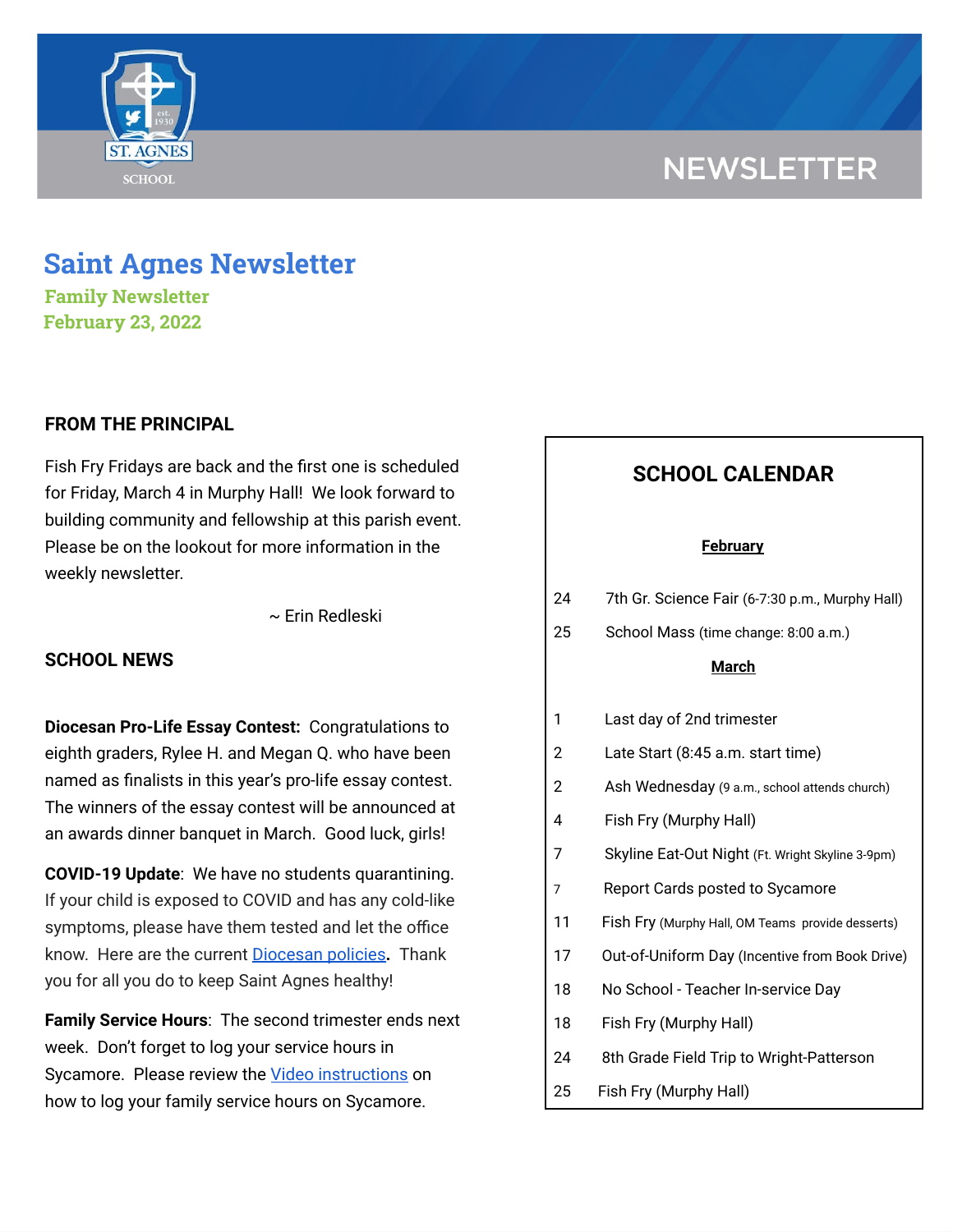NEWSLETTER

# Saint Agnes Newsletter

**Family Newsletter**
**February 23, 2022**

## FROM THE PRINCIPAL

Fish Fry Fridays are back and the first one is scheduled for Friday, March 4 in Murphy Hall! We look forward to building community and fellowship at this parish event. Please be on the lookout for more information in the weekly newsletter.

~ Erin Redleski

## SCHOOL NEWS

**Diocesan Pro-Life Essay Contest:** Congratulations to eighth graders, Rylee H. and Megan Q. who have been named as finalists in this year's pro-life essay contest. The winners of the essay contest will be announced at an awards dinner banquet in March. Good luck, girls!

**COVID-19 Update**: We have no students quarantining. If your child is exposed to COVID and has any cold-like symptoms, please have them tested and let the office know. Here are the current Diocesan policies. Thank you for all you do to keep Saint Agnes healthy!

**Family Service Hours**: The second trimester ends next week. Don't forget to log your service hours in Sycamore. Please review the Video instructions on how to log your family service hours on Sycamore.

## SCHOOL CALENDAR

**February**

| | |
|---|---|
| 24 | 7th Gr. Science Fair (6-7:30 p.m., Murphy Hall) |
| 25 | School Mass (time change: 8:00 a.m.) |

**March**

| | |
|---|---|
| 1 | Last day of 2nd trimester |
| 2 | Late Start (8:45 a.m. start time) |
| 2 | Ash Wednesday (9 a.m., school attends church) |
| 4 | Fish Fry (Murphy Hall) |
| 7 | Skyline Eat-Out Night (Ft. Wright Skyline 3-9pm) |
| 7 | Report Cards posted to Sycamore |
| 11 | Fish Fry (Murphy Hall, OM Teams provide desserts) |
| 17 | Out-of-Uniform Day (Incentive from Book Drive) |
| 18 | No School - Teacher In-service Day |
| 18 | Fish Fry (Murphy Hall) |
| 24 | 8th Grade Field Trip to Wright-Patterson |
| 25 | Fish Fry (Murphy Hall) |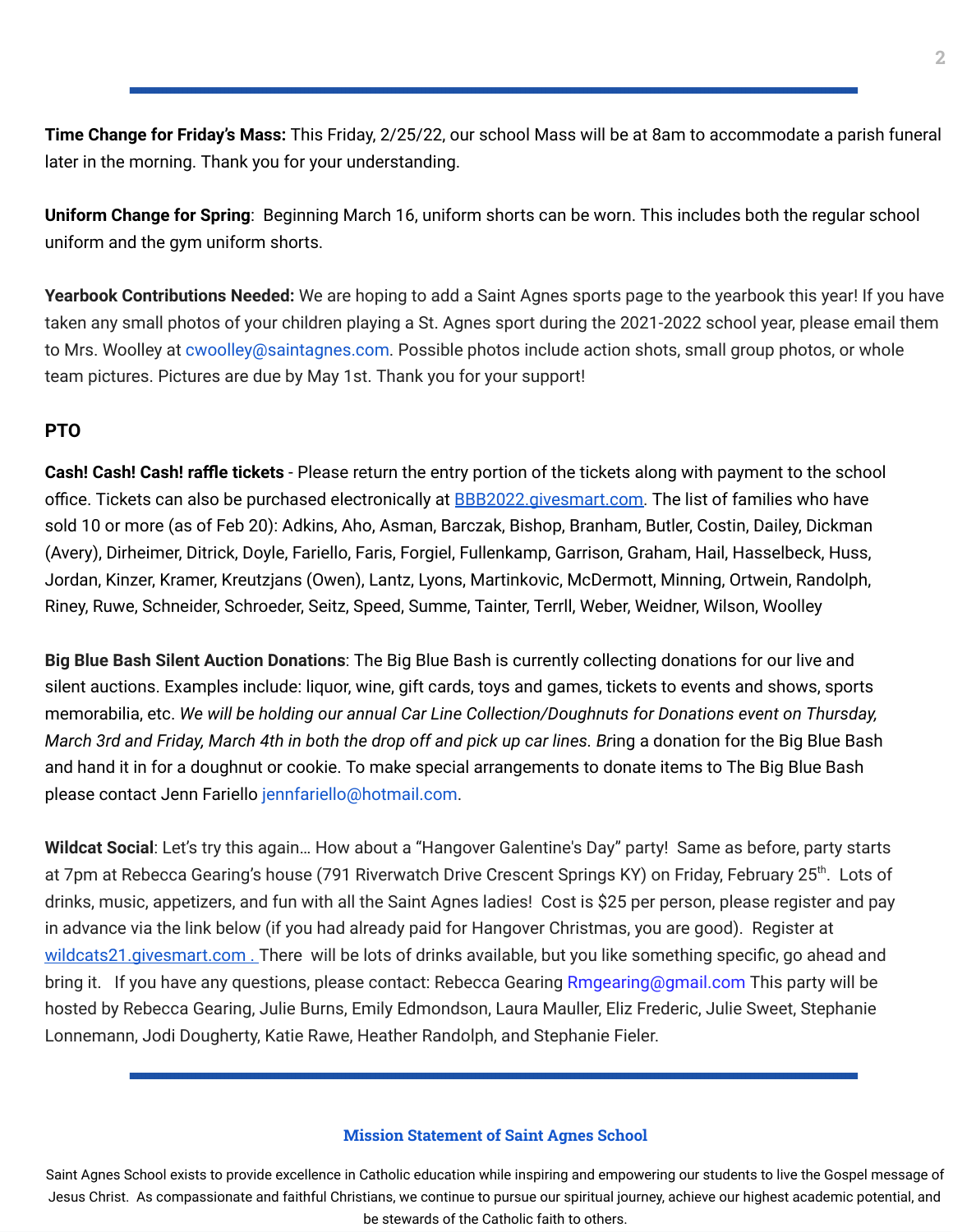**Time Change for Friday's Mass:** This Friday, 2/25/22, our school Mass will be at 8am to accommodate a parish funeral later in the morning. Thank you for your understanding.

**Uniform Change for Spring**: Beginning March 16, uniform shorts can be worn. This includes both the regular school uniform and the gym uniform shorts.

**Yearbook Contributions Needed:** We are hoping to add a Saint Agnes sports page to the yearbook this year! If you have taken any small photos of your children playing a St. Agnes sport during the 2021-2022 school year, please email them to Mrs. Woolley at cwoolley@saintagnes.com. Possible photos include action shots, small group photos, or whole team pictures. Pictures are due by May 1st. Thank you for your support!

**PTO**

**Cash! Cash! Cash! raffle tickets** - Please return the entry portion of the tickets along with payment to the school office. Tickets can also be purchased electronically at BBB2022.givesmart.com. The list of families who have sold 10 or more (as of Feb 20): Adkins, Aho, Asman, Barczak, Bishop, Branham, Butler, Costin, Dailey, Dickman (Avery), Dirheimer, Ditrick, Doyle, Fariello, Faris, Forgiel, Fullenkamp, Garrison, Graham, Hail, Hasselbeck, Huss, Jordan, Kinzer, Kramer, Kreutzjans (Owen), Lantz, Lyons, Martinkovic, McDermott, Minning, Ortwein, Randolph, Riney, Ruwe, Schneider, Schroeder, Seitz, Speed, Summe, Tainter, Terrll, Weber, Weidner, Wilson, Woolley

**Big Blue Bash Silent Auction Donations**: The Big Blue Bash is currently collecting donations for our live and silent auctions. Examples include: liquor, wine, gift cards, toys and games, tickets to events and shows, sports memorabilia, etc. *We will be holding our annual Car Line Collection/Doughnuts for Donations event on Thursday, March 3rd and Friday, March 4th in both the drop off and pick up car lines. B*ring a donation for the Big Blue Bash and hand it in for a doughnut or cookie. To make special arrangements to donate items to The Big Blue Bash please contact Jenn Fariello jennfariello@hotmail.com.

**Wildcat Social**: Let's try this again… How about a "Hangover Galentine's Day" party! Same as before, party starts at 7pm at Rebecca Gearing's house (791 Riverwatch Drive Crescent Springs KY) on Friday, February 25th. Lots of drinks, music, appetizers, and fun with all the Saint Agnes ladies! Cost is $25 per person, please register and pay in advance via the link below (if you had already paid for Hangover Christmas, you are good). Register at wildcats21.givesmart.com . There will be lots of drinks available, but you like something specific, go ahead and bring it. If you have any questions, please contact: Rebecca Gearing Rmgearing@gmail.com This party will be hosted by Rebecca Gearing, Julie Burns, Emily Edmondson, Laura Mauller, Eliz Frederic, Julie Sweet, Stephanie Lonnemann, Jodi Dougherty, Katie Rawe, Heather Randolph, and Stephanie Fieler.

**Mission Statement of Saint Agnes School**

Saint Agnes School exists to provide excellence in Catholic education while inspiring and empowering our students to live the Gospel message of Jesus Christ. As compassionate and faithful Christians, we continue to pursue our spiritual journey, achieve our highest academic potential, and be stewards of the Catholic faith to others.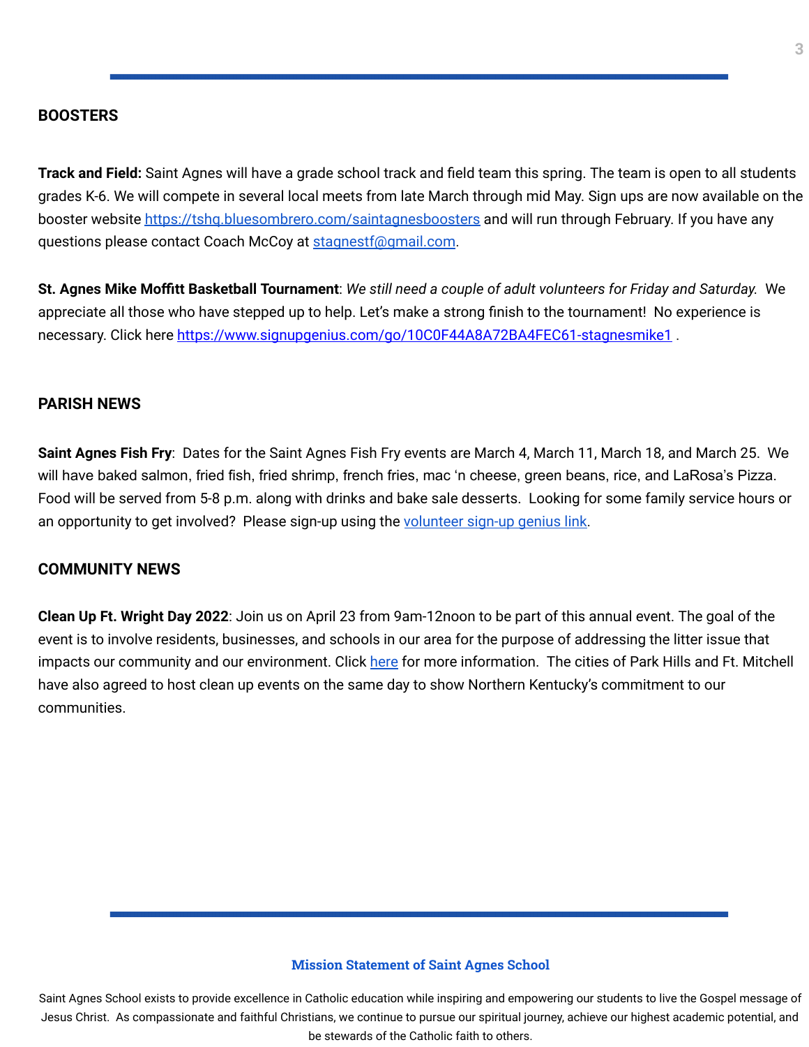## BOOSTERS

**Track and Field:** Saint Agnes will have a grade school track and field team this spring. The team is open to all students grades K-6. We will compete in several local meets from late March through mid May. Sign ups are now available on the booster website https://tshq.bluesombrero.com/saintagnesboosters and will run through February. If you have any questions please contact Coach McCoy at stagnestf@gmail.com.

**St. Agnes Mike Moffitt Basketball Tournament**: *We still need a couple of adult volunteers for Friday and Saturday.* We appreciate all those who have stepped up to help. Let's make a strong finish to the tournament! No experience is necessary. Click here https://www.signupgenius.com/go/10C0F44A8A72BA4FEC61-stagnesmike1 .

## PARISH NEWS

**Saint Agnes Fish Fry**: Dates for the Saint Agnes Fish Fry events are March 4, March 11, March 18, and March 25. We will have baked salmon, fried fish, fried shrimp, french fries, mac 'n cheese, green beans, rice, and LaRosa's Pizza. Food will be served from 5-8 p.m. along with drinks and bake sale desserts. Looking for some family service hours or an opportunity to get involved? Please sign-up using the volunteer sign-up genius link.

## COMMUNITY NEWS

**Clean Up Ft. Wright Day 2022**: Join us on April 23 from 9am-12noon to be part of this annual event. The goal of the event is to involve residents, businesses, and schools in our area for the purpose of addressing the litter issue that impacts our community and our environment. Click here for more information. The cities of Park Hills and Ft. Mitchell have also agreed to host clean up events on the same day to show Northern Kentucky's commitment to our communities.

**Mission Statement of Saint Agnes School**

Saint Agnes School exists to provide excellence in Catholic education while inspiring and empowering our students to live the Gospel message of Jesus Christ. As compassionate and faithful Christians, we continue to pursue our spiritual journey, achieve our highest academic potential, and be stewards of the Catholic faith to others.